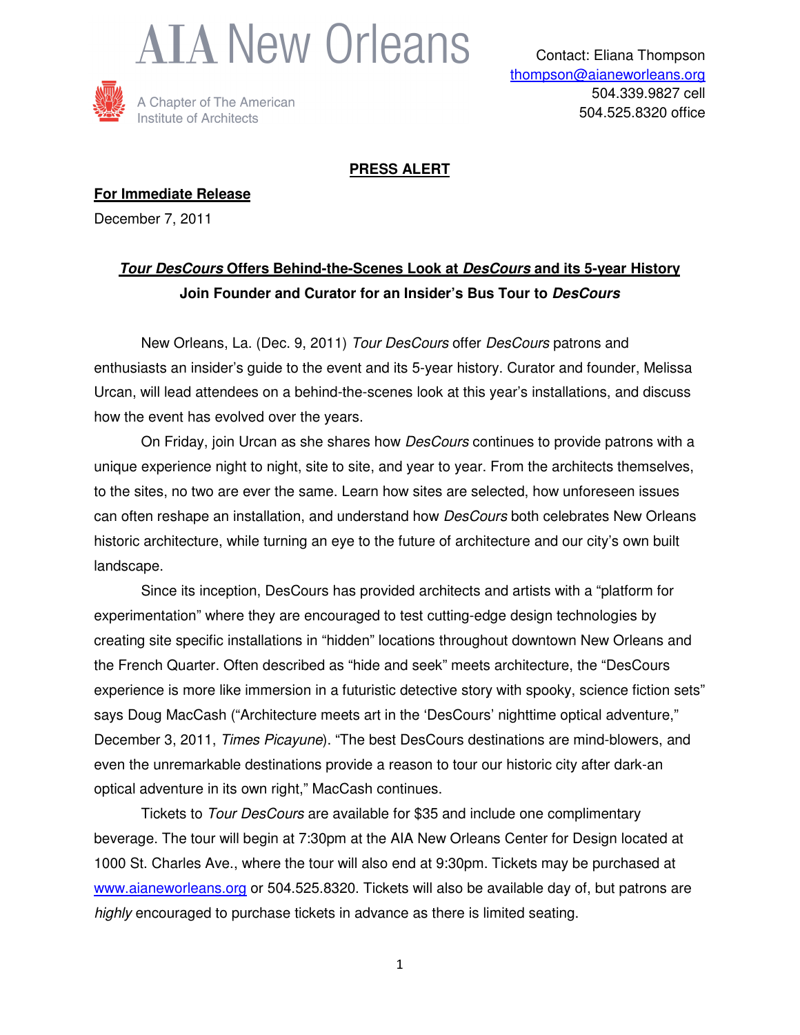# AIA New Orleans

A Chapter of The American Institute of Architects

Contact: Eliana Thompson
thompson@aianeworleans.org
504.339.9827 cell
504.525.8320 office

**PRESS ALERT**

**For Immediate Release**

December 7, 2011

## ***Tour DesCours*** **Offers Behind-the-Scenes Look at** ***DesCours*** **and its 5-year History**

### Join Founder and Curator for an Insider's Bus Tour to *DesCours*

New Orleans, La. (Dec. 9, 2011) *Tour DesCours* offer *DesCours* patrons and enthusiasts an insider's guide to the event and its 5-year history. Curator and founder, Melissa Urcan, will lead attendees on a behind-the-scenes look at this year's installations, and discuss how the event has evolved over the years.

On Friday, join Urcan as she shares how *DesCours* continues to provide patrons with a unique experience night to night, site to site, and year to year. From the architects themselves, to the sites, no two are ever the same. Learn how sites are selected, how unforeseen issues can often reshape an installation, and understand how *DesCours* both celebrates New Orleans historic architecture, while turning an eye to the future of architecture and our city's own built landscape.

Since its inception, DesCours has provided architects and artists with a "platform for experimentation" where they are encouraged to test cutting-edge design technologies by creating site specific installations in "hidden" locations throughout downtown New Orleans and the French Quarter. Often described as "hide and seek" meets architecture, the "DesCours experience is more like immersion in a futuristic detective story with spooky, science fiction sets" says Doug MacCash ("Architecture meets art in the 'DesCours' nighttime optical adventure," December 3, 2011, *Times Picayune*). "The best DesCours destinations are mind-blowers, and even the unremarkable destinations provide a reason to tour our historic city after dark-an optical adventure in its own right," MacCash continues.

Tickets to *Tour DesCours* are available for $35 and include one complimentary beverage. The tour will begin at 7:30pm at the AIA New Orleans Center for Design located at 1000 St. Charles Ave., where the tour will also end at 9:30pm. Tickets may be purchased at www.aianeworleans.org or 504.525.8320. Tickets will also be available day of, but patrons are *highly* encouraged to purchase tickets in advance as there is limited seating.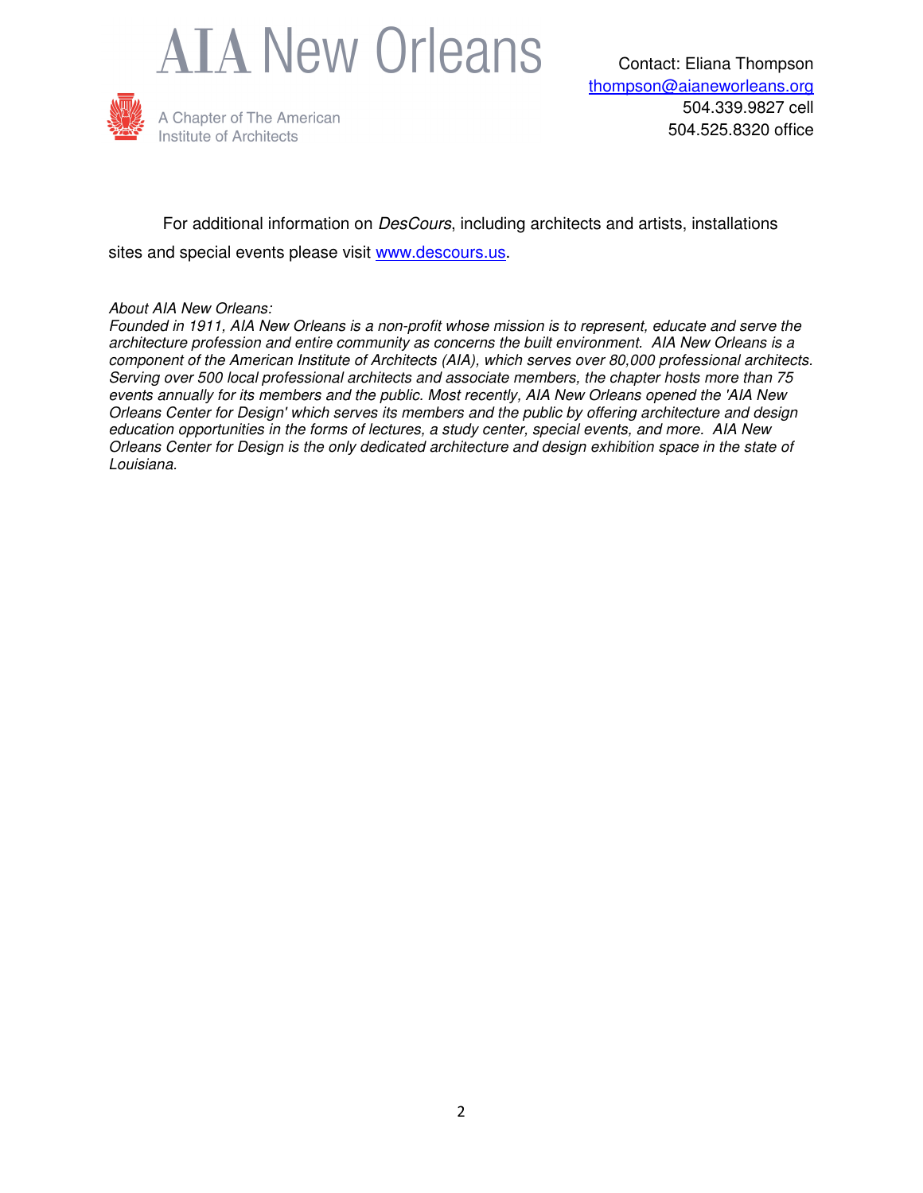# AIA New Orleans

A Chapter of The American Institute of Architects

Contact: Eliana Thompson
thompson@aianeworleans.org
504.339.9827 cell
504.525.8320 office

For additional information on *DesCours*, including architects and artists, installations sites and special events please visit www.descours.us.

*About AIA New Orleans:*
*Founded in 1911, AIA New Orleans is a non-profit whose mission is to represent, educate and serve the architecture profession and entire community as concerns the built environment. AIA New Orleans is a component of the American Institute of Architects (AIA), which serves over 80,000 professional architects. Serving over 500 local professional architects and associate members, the chapter hosts more than 75 events annually for its members and the public. Most recently, AIA New Orleans opened the 'AIA New Orleans Center for Design' which serves its members and the public by offering architecture and design education opportunities in the forms of lectures, a study center, special events, and more. AIA New Orleans Center for Design is the only dedicated architecture and design exhibition space in the state of Louisiana.*